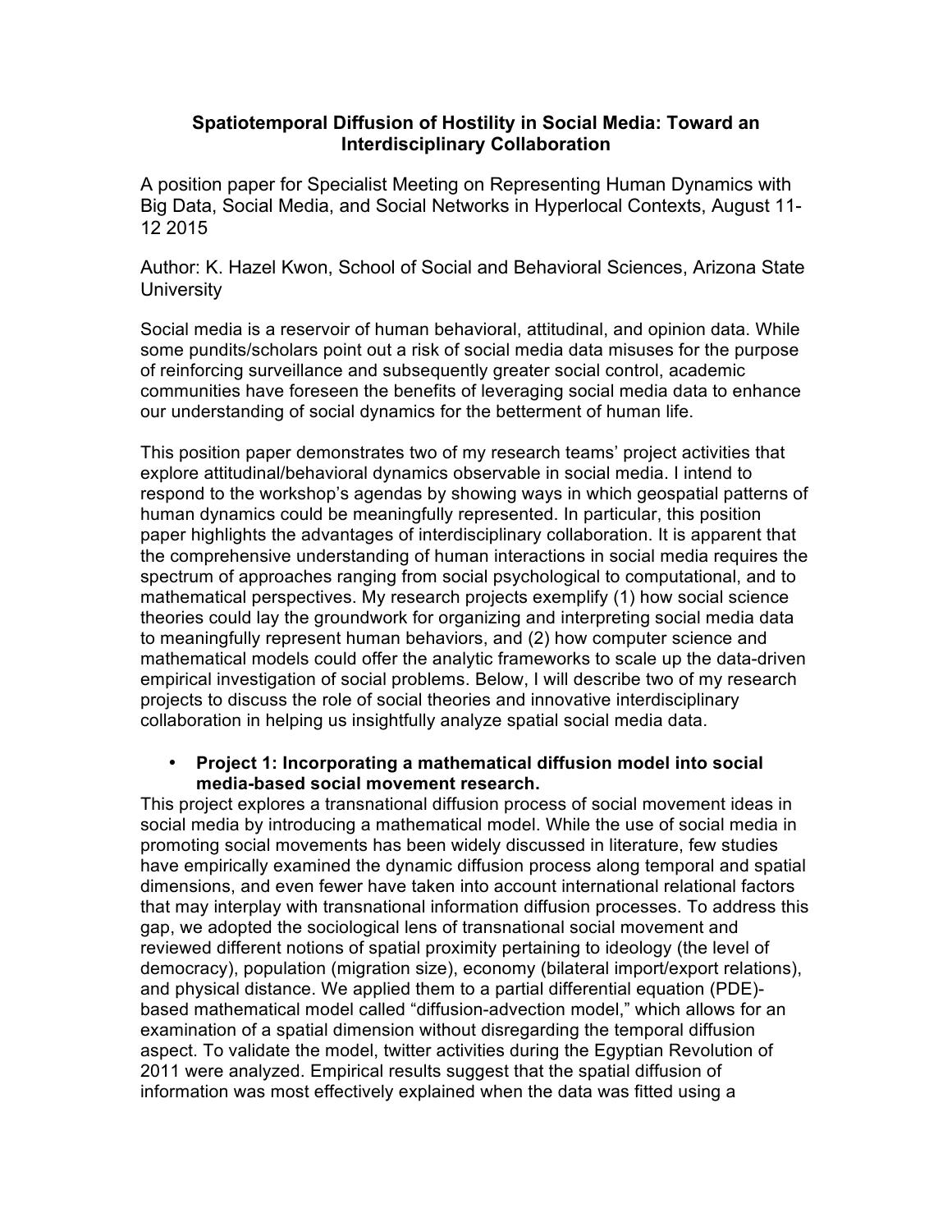# Spatiotemporal Diffusion of Hostility in Social Media: Toward an Interdisciplinary Collaboration

A position paper for Specialist Meeting on Representing Human Dynamics with Big Data, Social Media, and Social Networks in Hyperlocal Contexts, August 11-12 2015

Author: K. Hazel Kwon, School of Social and Behavioral Sciences, Arizona State University

Social media is a reservoir of human behavioral, attitudinal, and opinion data. While some pundits/scholars point out a risk of social media data misuses for the purpose of reinforcing surveillance and subsequently greater social control, academic communities have foreseen the benefits of leveraging social media data to enhance our understanding of social dynamics for the betterment of human life.

This position paper demonstrates two of my research teams' project activities that explore attitudinal/behavioral dynamics observable in social media. I intend to respond to the workshop's agendas by showing ways in which geospatial patterns of human dynamics could be meaningfully represented. In particular, this position paper highlights the advantages of interdisciplinary collaboration. It is apparent that the comprehensive understanding of human interactions in social media requires the spectrum of approaches ranging from social psychological to computational, and to mathematical perspectives. My research projects exemplify (1) how social science theories could lay the groundwork for organizing and interpreting social media data to meaningfully represent human behaviors, and (2) how computer science and mathematical models could offer the analytic frameworks to scale up the data-driven empirical investigation of social problems. Below, I will describe two of my research projects to discuss the role of social theories and innovative interdisciplinary collaboration in helping us insightfully analyze spatial social media data.

- **Project 1: Incorporating a mathematical diffusion model into social media-based social movement research.**

This project explores a transnational diffusion process of social movement ideas in social media by introducing a mathematical model. While the use of social media in promoting social movements has been widely discussed in literature, few studies have empirically examined the dynamic diffusion process along temporal and spatial dimensions, and even fewer have taken into account international relational factors that may interplay with transnational information diffusion processes. To address this gap, we adopted the sociological lens of transnational social movement and reviewed different notions of spatial proximity pertaining to ideology (the level of democracy), population (migration size), economy (bilateral import/export relations), and physical distance. We applied them to a partial differential equation (PDE)-based mathematical model called "diffusion-advection model," which allows for an examination of a spatial dimension without disregarding the temporal diffusion aspect. To validate the model, twitter activities during the Egyptian Revolution of 2011 were analyzed. Empirical results suggest that the spatial diffusion of information was most effectively explained when the data was fitted using a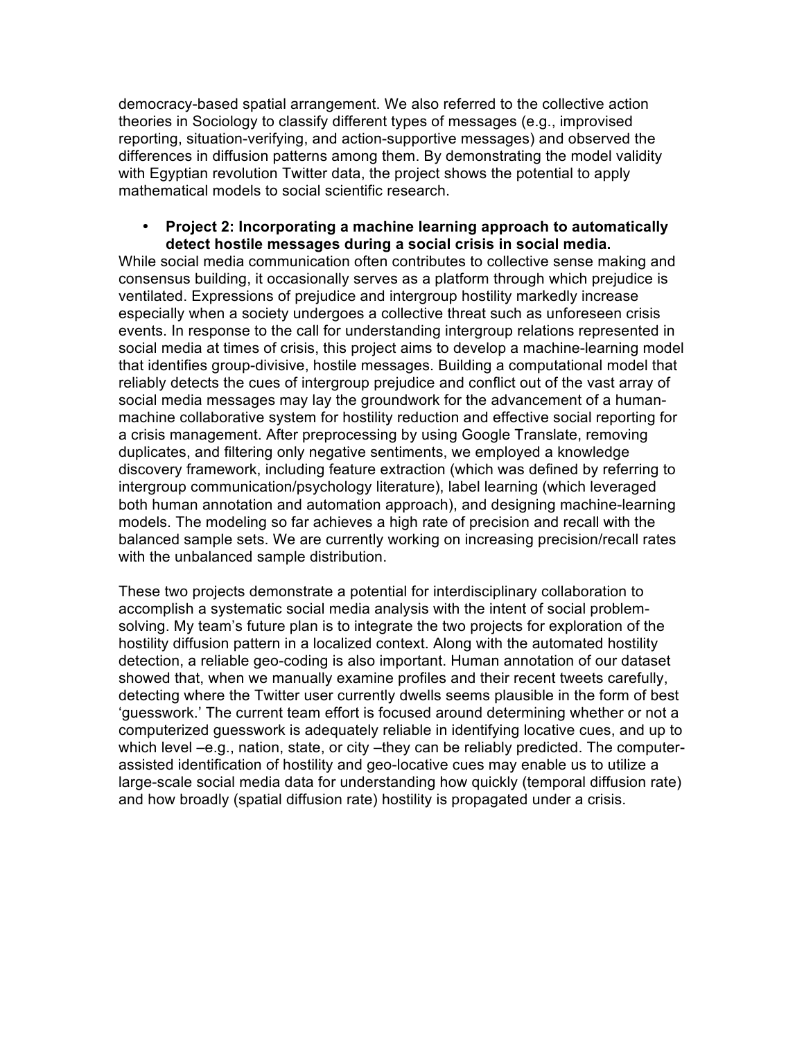democracy-based spatial arrangement. We also referred to the collective action theories in Sociology to classify different types of messages (e.g., improvised reporting, situation-verifying, and action-supportive messages) and observed the differences in diffusion patterns among them. By demonstrating the model validity with Egyptian revolution Twitter data, the project shows the potential to apply mathematical models to social scientific research.

- **Project 2: Incorporating a machine learning approach to automatically detect hostile messages during a social crisis in social media.**

While social media communication often contributes to collective sense making and consensus building, it occasionally serves as a platform through which prejudice is ventilated. Expressions of prejudice and intergroup hostility markedly increase especially when a society undergoes a collective threat such as unforeseen crisis events. In response to the call for understanding intergroup relations represented in social media at times of crisis, this project aims to develop a machine-learning model that identifies group-divisive, hostile messages. Building a computational model that reliably detects the cues of intergroup prejudice and conflict out of the vast array of social media messages may lay the groundwork for the advancement of a human-machine collaborative system for hostility reduction and effective social reporting for a crisis management. After preprocessing by using Google Translate, removing duplicates, and filtering only negative sentiments, we employed a knowledge discovery framework, including feature extraction (which was defined by referring to intergroup communication/psychology literature), label learning (which leveraged both human annotation and automation approach), and designing machine-learning models. The modeling so far achieves a high rate of precision and recall with the balanced sample sets. We are currently working on increasing precision/recall rates with the unbalanced sample distribution.

These two projects demonstrate a potential for interdisciplinary collaboration to accomplish a systematic social media analysis with the intent of social problem-solving. My team's future plan is to integrate the two projects for exploration of the hostility diffusion pattern in a localized context. Along with the automated hostility detection, a reliable geo-coding is also important. Human annotation of our dataset showed that, when we manually examine profiles and their recent tweets carefully, detecting where the Twitter user currently dwells seems plausible in the form of best 'guesswork.' The current team effort is focused around determining whether or not a computerized guesswork is adequately reliable in identifying locative cues, and up to which level –e.g., nation, state, or city –they can be reliably predicted. The computer-assisted identification of hostility and geo-locative cues may enable us to utilize a large-scale social media data for understanding how quickly (temporal diffusion rate) and how broadly (spatial diffusion rate) hostility is propagated under a crisis.